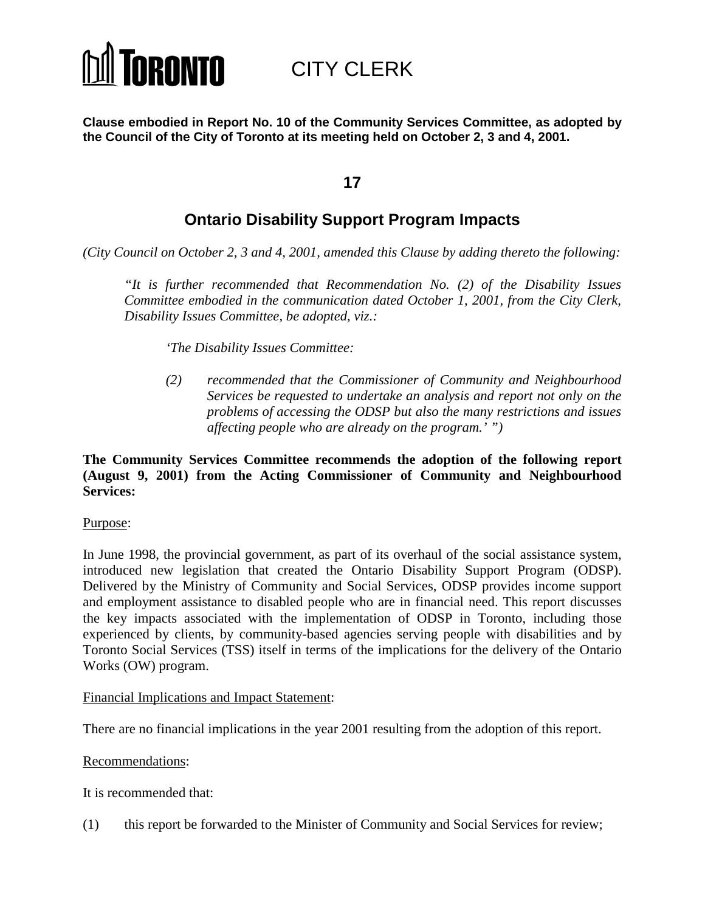TORONTO CITY CLERK

**Clause embodied in Report No. 10 of the Community Services Committee, as adopted by the Council of the City of Toronto at its meeting held on October 2, 3 and 4, 2001.**

## 17

## Ontario Disability Support Program Impacts

*(City Council on October 2, 3 and 4, 2001, amended this Clause by adding thereto the following:*

> *"It is further recommended that Recommendation No. (2) of the Disability Issues Committee embodied in the communication dated October 1, 2001, from the City Clerk, Disability Issues Committee, be adopted, viz.:*
>
> > *'The Disability Issues Committee:*
> >
> > *(2) recommended that the Commissioner of Community and Neighbourhood Services be requested to undertake an analysis and report not only on the problems of accessing the ODSP but also the many restrictions and issues affecting people who are already on the program.' ")*

**The Community Services Committee recommends the adoption of the following report (August 9, 2001) from the Acting Commissioner of Community and Neighbourhood Services:**

Purpose:

In June 1998, the provincial government, as part of its overhaul of the social assistance system, introduced new legislation that created the Ontario Disability Support Program (ODSP). Delivered by the Ministry of Community and Social Services, ODSP provides income support and employment assistance to disabled people who are in financial need. This report discusses the key impacts associated with the implementation of ODSP in Toronto, including those experienced by clients, by community-based agencies serving people with disabilities and by Toronto Social Services (TSS) itself in terms of the implications for the delivery of the Ontario Works (OW) program.

Financial Implications and Impact Statement:

There are no financial implications in the year 2001 resulting from the adoption of this report.

Recommendations:

It is recommended that:

(1) this report be forwarded to the Minister of Community and Social Services for review;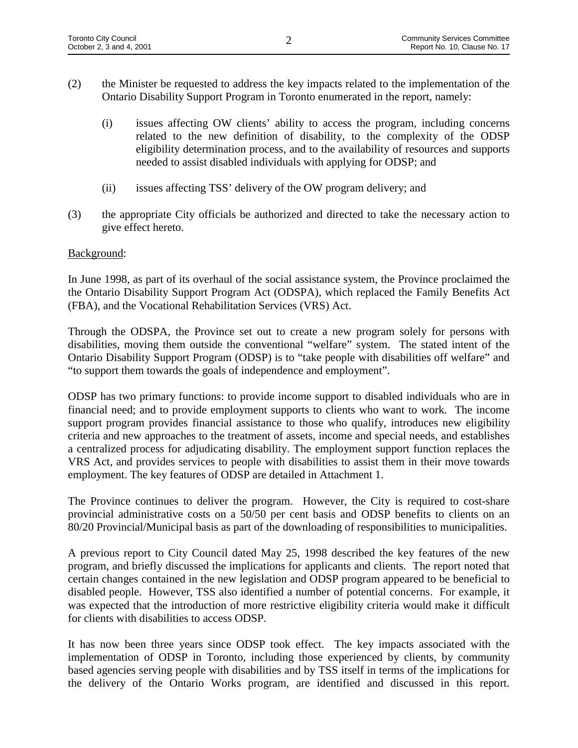(2) the Minister be requested to address the key impacts related to the implementation of the Ontario Disability Support Program in Toronto enumerated in the report, namely:

   (i) issues affecting OW clients' ability to access the program, including concerns related to the new definition of disability, to the complexity of the ODSP eligibility determination process, and to the availability of resources and supports needed to assist disabled individuals with applying for ODSP; and

   (ii) issues affecting TSS' delivery of the OW program delivery; and

(3) the appropriate City officials be authorized and directed to take the necessary action to give effect hereto.

Background:

In June 1998, as part of its overhaul of the social assistance system, the Province proclaimed the the Ontario Disability Support Program Act (ODSPA), which replaced the Family Benefits Act (FBA), and the Vocational Rehabilitation Services (VRS) Act.

Through the ODSPA, the Province set out to create a new program solely for persons with disabilities, moving them outside the conventional "welfare" system. The stated intent of the Ontario Disability Support Program (ODSP) is to "take people with disabilities off welfare" and "to support them towards the goals of independence and employment".

ODSP has two primary functions: to provide income support to disabled individuals who are in financial need; and to provide employment supports to clients who want to work. The income support program provides financial assistance to those who qualify, introduces new eligibility criteria and new approaches to the treatment of assets, income and special needs, and establishes a centralized process for adjudicating disability. The employment support function replaces the VRS Act, and provides services to people with disabilities to assist them in their move towards employment. The key features of ODSP are detailed in Attachment 1.

The Province continues to deliver the program. However, the City is required to cost-share provincial administrative costs on a 50/50 per cent basis and ODSP benefits to clients on an 80/20 Provincial/Municipal basis as part of the downloading of responsibilities to municipalities.

A previous report to City Council dated May 25, 1998 described the key features of the new program, and briefly discussed the implications for applicants and clients. The report noted that certain changes contained in the new legislation and ODSP program appeared to be beneficial to disabled people. However, TSS also identified a number of potential concerns. For example, it was expected that the introduction of more restrictive eligibility criteria would make it difficult for clients with disabilities to access ODSP.

It has now been three years since ODSP took effect. The key impacts associated with the implementation of ODSP in Toronto, including those experienced by clients, by community based agencies serving people with disabilities and by TSS itself in terms of the implications for the delivery of the Ontario Works program, are identified and discussed in this report.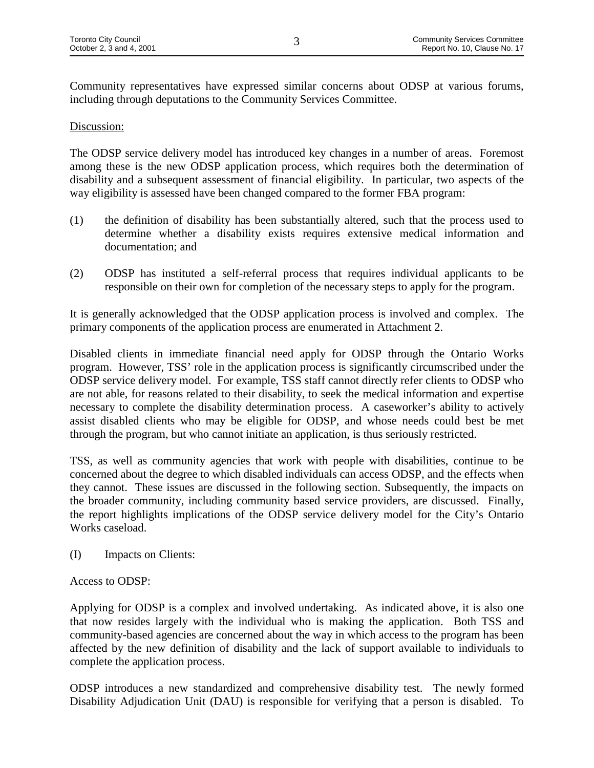Community representatives have expressed similar concerns about ODSP at various forums, including through deputations to the Community Services Committee.

Discussion:

The ODSP service delivery model has introduced key changes in a number of areas. Foremost among these is the new ODSP application process, which requires both the determination of disability and a subsequent assessment of financial eligibility. In particular, two aspects of the way eligibility is assessed have been changed compared to the former FBA program:

(1) the definition of disability has been substantially altered, such that the process used to determine whether a disability exists requires extensive medical information and documentation; and

(2) ODSP has instituted a self-referral process that requires individual applicants to be responsible on their own for completion of the necessary steps to apply for the program.

It is generally acknowledged that the ODSP application process is involved and complex. The primary components of the application process are enumerated in Attachment 2.

Disabled clients in immediate financial need apply for ODSP through the Ontario Works program. However, TSS' role in the application process is significantly circumscribed under the ODSP service delivery model. For example, TSS staff cannot directly refer clients to ODSP who are not able, for reasons related to their disability, to seek the medical information and expertise necessary to complete the disability determination process. A caseworker's ability to actively assist disabled clients who may be eligible for ODSP, and whose needs could best be met through the program, but who cannot initiate an application, is thus seriously restricted.

TSS, as well as community agencies that work with people with disabilities, continue to be concerned about the degree to which disabled individuals can access ODSP, and the effects when they cannot. These issues are discussed in the following section. Subsequently, the impacts on the broader community, including community based service providers, are discussed. Finally, the report highlights implications of the ODSP service delivery model for the City's Ontario Works caseload.

(I) Impacts on Clients:

Access to ODSP:

Applying for ODSP is a complex and involved undertaking. As indicated above, it is also one that now resides largely with the individual who is making the application. Both TSS and community-based agencies are concerned about the way in which access to the program has been affected by the new definition of disability and the lack of support available to individuals to complete the application process.

ODSP introduces a new standardized and comprehensive disability test. The newly formed Disability Adjudication Unit (DAU) is responsible for verifying that a person is disabled. To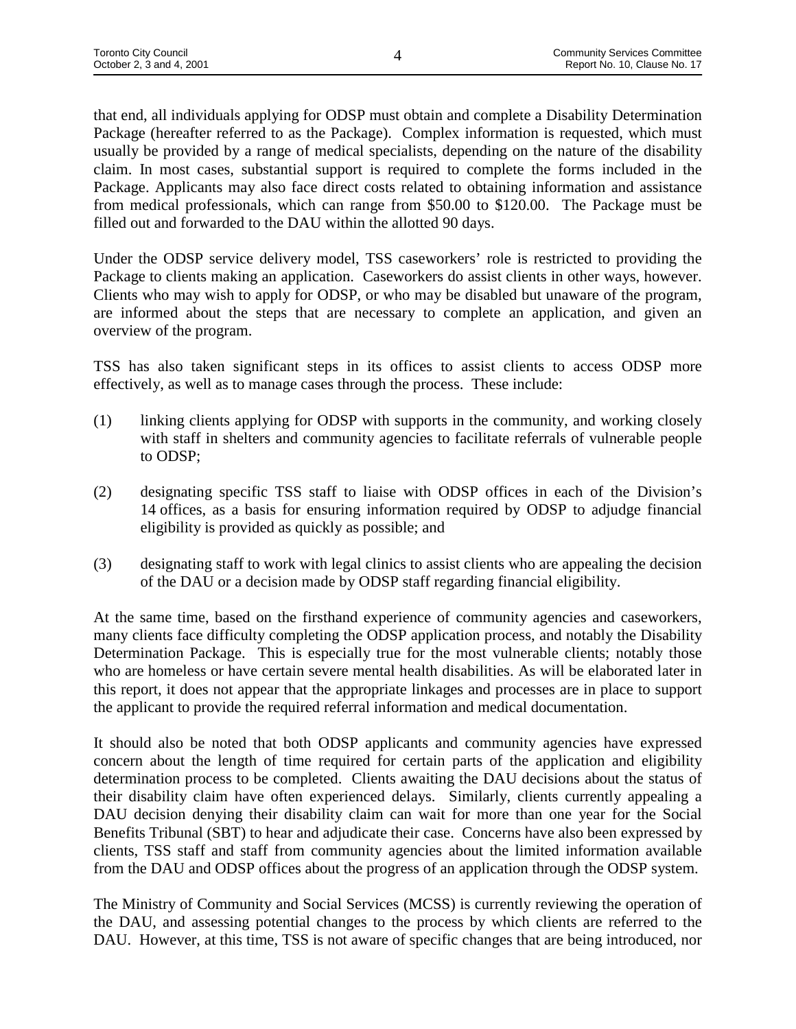that end, all individuals applying for ODSP must obtain and complete a Disability Determination Package (hereafter referred to as the Package). Complex information is requested, which must usually be provided by a range of medical specialists, depending on the nature of the disability claim. In most cases, substantial support is required to complete the forms included in the Package. Applicants may also face direct costs related to obtaining information and assistance from medical professionals, which can range from $50.00 to $120.00. The Package must be filled out and forwarded to the DAU within the allotted 90 days.

Under the ODSP service delivery model, TSS caseworkers' role is restricted to providing the Package to clients making an application. Caseworkers do assist clients in other ways, however. Clients who may wish to apply for ODSP, or who may be disabled but unaware of the program, are informed about the steps that are necessary to complete an application, and given an overview of the program.

TSS has also taken significant steps in its offices to assist clients to access ODSP more effectively, as well as to manage cases through the process. These include:

(1) linking clients applying for ODSP with supports in the community, and working closely with staff in shelters and community agencies to facilitate referrals of vulnerable people to ODSP;

(2) designating specific TSS staff to liaise with ODSP offices in each of the Division's 14 offices, as a basis for ensuring information required by ODSP to adjudge financial eligibility is provided as quickly as possible; and

(3) designating staff to work with legal clinics to assist clients who are appealing the decision of the DAU or a decision made by ODSP staff regarding financial eligibility.

At the same time, based on the firsthand experience of community agencies and caseworkers, many clients face difficulty completing the ODSP application process, and notably the Disability Determination Package. This is especially true for the most vulnerable clients; notably those who are homeless or have certain severe mental health disabilities. As will be elaborated later in this report, it does not appear that the appropriate linkages and processes are in place to support the applicant to provide the required referral information and medical documentation.

It should also be noted that both ODSP applicants and community agencies have expressed concern about the length of time required for certain parts of the application and eligibility determination process to be completed. Clients awaiting the DAU decisions about the status of their disability claim have often experienced delays. Similarly, clients currently appealing a DAU decision denying their disability claim can wait for more than one year for the Social Benefits Tribunal (SBT) to hear and adjudicate their case. Concerns have also been expressed by clients, TSS staff and staff from community agencies about the limited information available from the DAU and ODSP offices about the progress of an application through the ODSP system.

The Ministry of Community and Social Services (MCSS) is currently reviewing the operation of the DAU, and assessing potential changes to the process by which clients are referred to the DAU. However, at this time, TSS is not aware of specific changes that are being introduced, nor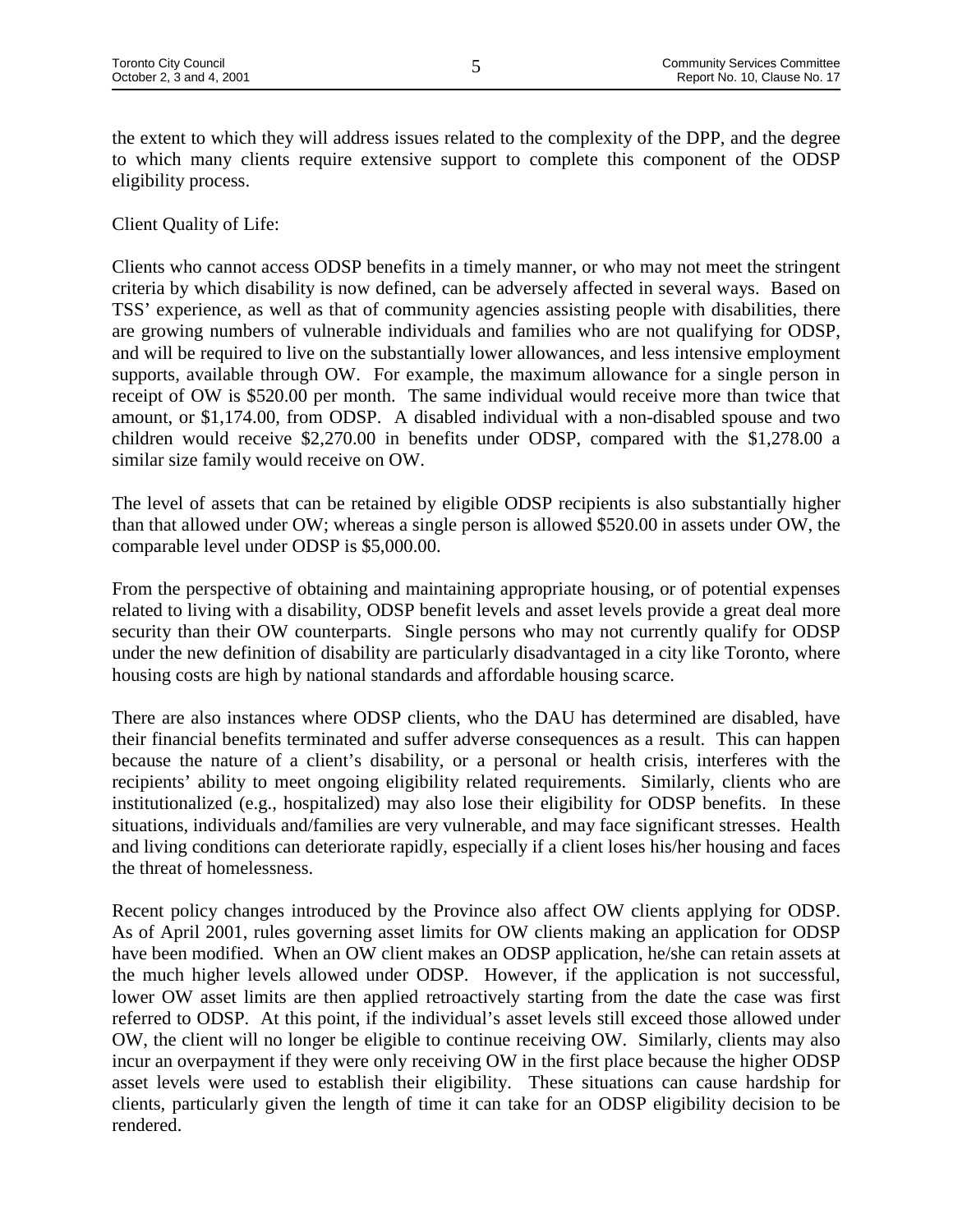the extent to which they will address issues related to the complexity of the DPP, and the degree to which many clients require extensive support to complete this component of the ODSP eligibility process.

Client Quality of Life:

Clients who cannot access ODSP benefits in a timely manner, or who may not meet the stringent criteria by which disability is now defined, can be adversely affected in several ways. Based on TSS' experience, as well as that of community agencies assisting people with disabilities, there are growing numbers of vulnerable individuals and families who are not qualifying for ODSP, and will be required to live on the substantially lower allowances, and less intensive employment supports, available through OW. For example, the maximum allowance for a single person in receipt of OW is $520.00 per month. The same individual would receive more than twice that amount, or $1,174.00, from ODSP. A disabled individual with a non-disabled spouse and two children would receive $2,270.00 in benefits under ODSP, compared with the $1,278.00 a similar size family would receive on OW.

The level of assets that can be retained by eligible ODSP recipients is also substantially higher than that allowed under OW; whereas a single person is allowed $520.00 in assets under OW, the comparable level under ODSP is $5,000.00.

From the perspective of obtaining and maintaining appropriate housing, or of potential expenses related to living with a disability, ODSP benefit levels and asset levels provide a great deal more security than their OW counterparts. Single persons who may not currently qualify for ODSP under the new definition of disability are particularly disadvantaged in a city like Toronto, where housing costs are high by national standards and affordable housing scarce.

There are also instances where ODSP clients, who the DAU has determined are disabled, have their financial benefits terminated and suffer adverse consequences as a result. This can happen because the nature of a client's disability, or a personal or health crisis, interferes with the recipients' ability to meet ongoing eligibility related requirements. Similarly, clients who are institutionalized (e.g., hospitalized) may also lose their eligibility for ODSP benefits. In these situations, individuals and/families are very vulnerable, and may face significant stresses. Health and living conditions can deteriorate rapidly, especially if a client loses his/her housing and faces the threat of homelessness.

Recent policy changes introduced by the Province also affect OW clients applying for ODSP. As of April 2001, rules governing asset limits for OW clients making an application for ODSP have been modified. When an OW client makes an ODSP application, he/she can retain assets at the much higher levels allowed under ODSP. However, if the application is not successful, lower OW asset limits are then applied retroactively starting from the date the case was first referred to ODSP. At this point, if the individual's asset levels still exceed those allowed under OW, the client will no longer be eligible to continue receiving OW. Similarly, clients may also incur an overpayment if they were only receiving OW in the first place because the higher ODSP asset levels were used to establish their eligibility. These situations can cause hardship for clients, particularly given the length of time it can take for an ODSP eligibility decision to be rendered.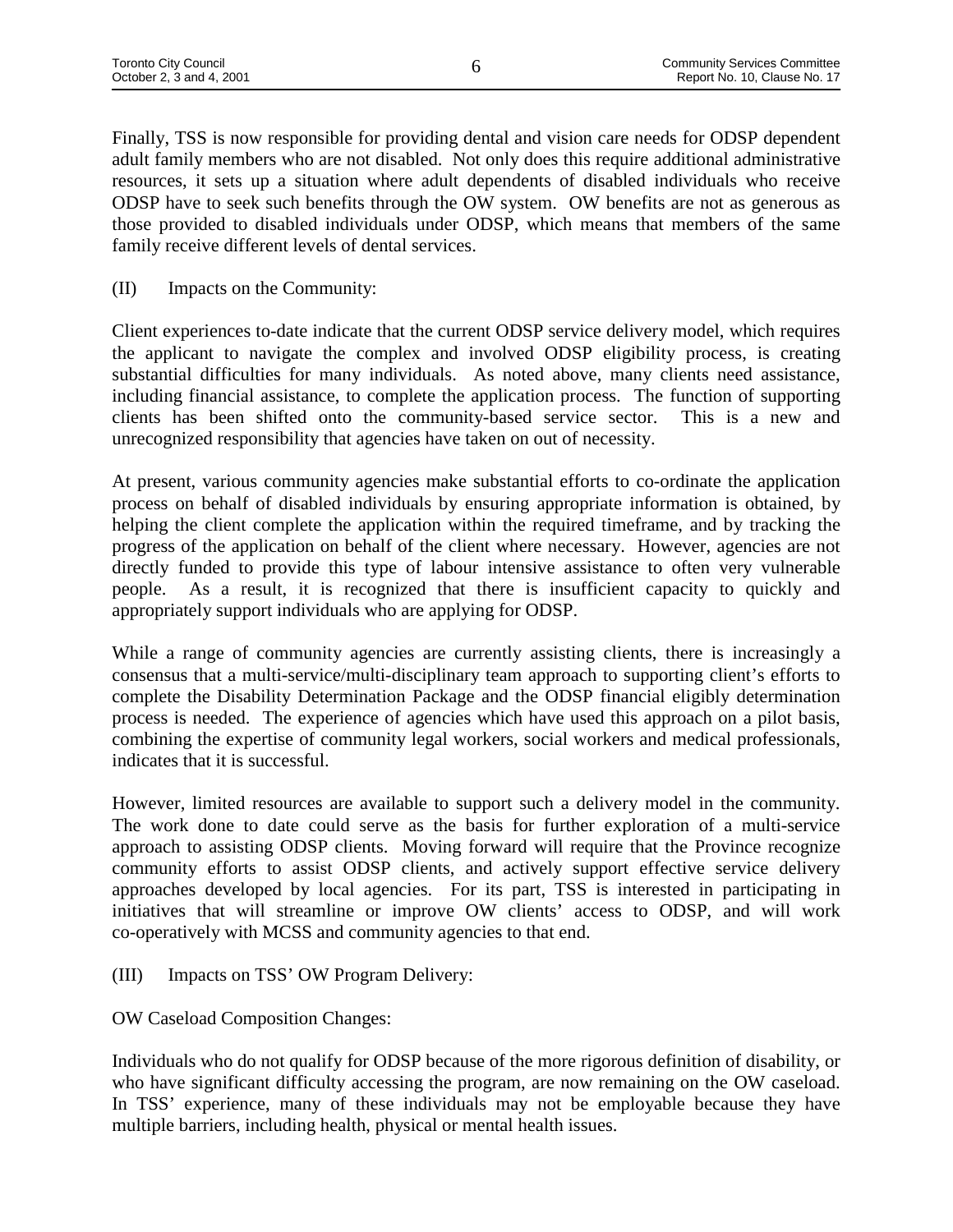Finally, TSS is now responsible for providing dental and vision care needs for ODSP dependent adult family members who are not disabled. Not only does this require additional administrative resources, it sets up a situation where adult dependents of disabled individuals who receive ODSP have to seek such benefits through the OW system. OW benefits are not as generous as those provided to disabled individuals under ODSP, which means that members of the same family receive different levels of dental services.

(II) Impacts on the Community:

Client experiences to-date indicate that the current ODSP service delivery model, which requires the applicant to navigate the complex and involved ODSP eligibility process, is creating substantial difficulties for many individuals. As noted above, many clients need assistance, including financial assistance, to complete the application process. The function of supporting clients has been shifted onto the community-based service sector. This is a new and unrecognized responsibility that agencies have taken on out of necessity.

At present, various community agencies make substantial efforts to co-ordinate the application process on behalf of disabled individuals by ensuring appropriate information is obtained, by helping the client complete the application within the required timeframe, and by tracking the progress of the application on behalf of the client where necessary. However, agencies are not directly funded to provide this type of labour intensive assistance to often very vulnerable people. As a result, it is recognized that there is insufficient capacity to quickly and appropriately support individuals who are applying for ODSP.

While a range of community agencies are currently assisting clients, there is increasingly a consensus that a multi-service/multi-disciplinary team approach to supporting client's efforts to complete the Disability Determination Package and the ODSP financial eligibly determination process is needed. The experience of agencies which have used this approach on a pilot basis, combining the expertise of community legal workers, social workers and medical professionals, indicates that it is successful.

However, limited resources are available to support such a delivery model in the community. The work done to date could serve as the basis for further exploration of a multi-service approach to assisting ODSP clients. Moving forward will require that the Province recognize community efforts to assist ODSP clients, and actively support effective service delivery approaches developed by local agencies. For its part, TSS is interested in participating in initiatives that will streamline or improve OW clients' access to ODSP, and will work co-operatively with MCSS and community agencies to that end.

(III) Impacts on TSS' OW Program Delivery:

OW Caseload Composition Changes:

Individuals who do not qualify for ODSP because of the more rigorous definition of disability, or who have significant difficulty accessing the program, are now remaining on the OW caseload. In TSS' experience, many of these individuals may not be employable because they have multiple barriers, including health, physical or mental health issues.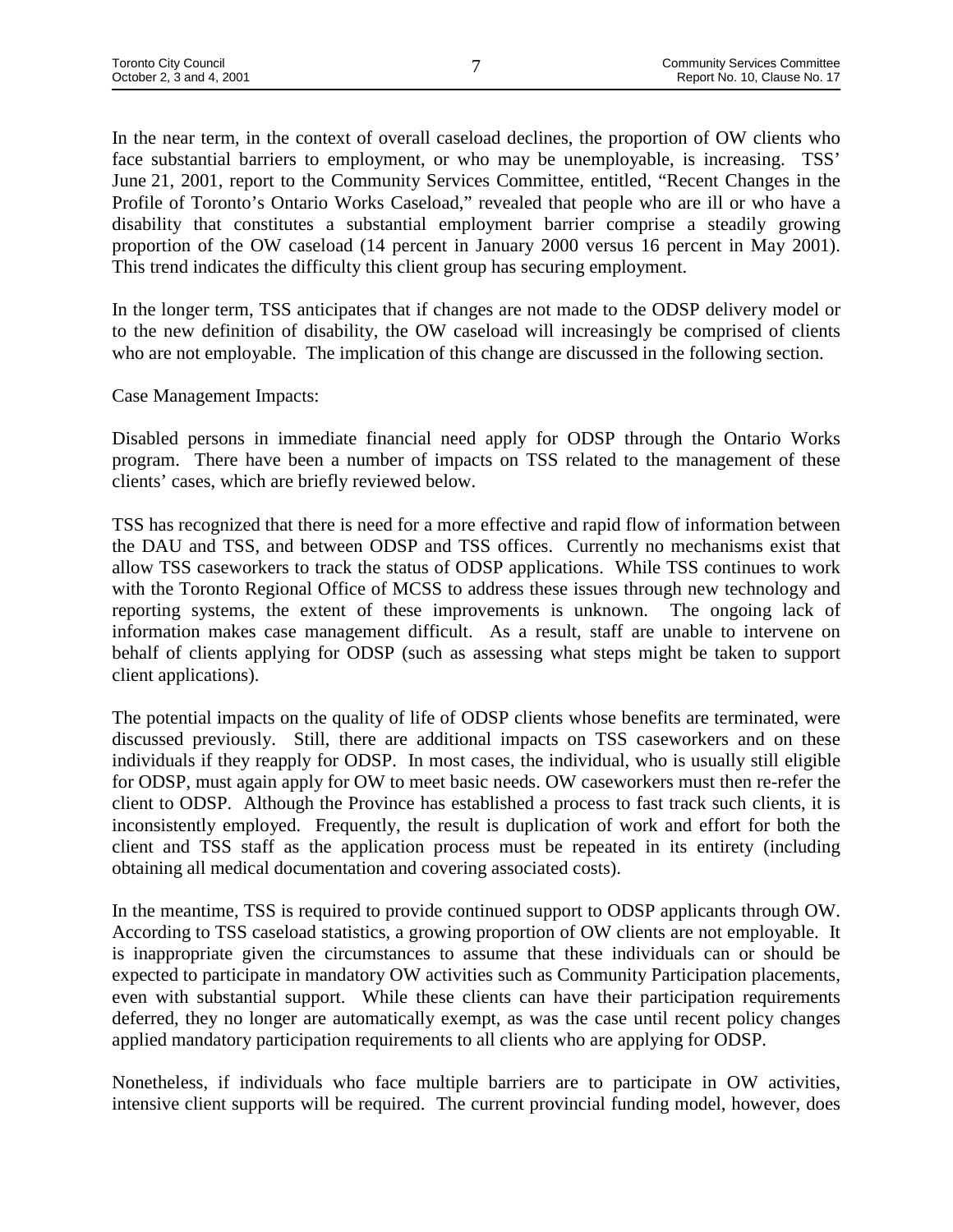In the near term, in the context of overall caseload declines, the proportion of OW clients who face substantial barriers to employment, or who may be unemployable, is increasing. TSS' June 21, 2001, report to the Community Services Committee, entitled, "Recent Changes in the Profile of Toronto's Ontario Works Caseload," revealed that people who are ill or who have a disability that constitutes a substantial employment barrier comprise a steadily growing proportion of the OW caseload (14 percent in January 2000 versus 16 percent in May 2001). This trend indicates the difficulty this client group has securing employment.

In the longer term, TSS anticipates that if changes are not made to the ODSP delivery model or to the new definition of disability, the OW caseload will increasingly be comprised of clients who are not employable. The implication of this change are discussed in the following section.

Case Management Impacts:

Disabled persons in immediate financial need apply for ODSP through the Ontario Works program. There have been a number of impacts on TSS related to the management of these clients' cases, which are briefly reviewed below.

TSS has recognized that there is need for a more effective and rapid flow of information between the DAU and TSS, and between ODSP and TSS offices. Currently no mechanisms exist that allow TSS caseworkers to track the status of ODSP applications. While TSS continues to work with the Toronto Regional Office of MCSS to address these issues through new technology and reporting systems, the extent of these improvements is unknown. The ongoing lack of information makes case management difficult. As a result, staff are unable to intervene on behalf of clients applying for ODSP (such as assessing what steps might be taken to support client applications).

The potential impacts on the quality of life of ODSP clients whose benefits are terminated, were discussed previously. Still, there are additional impacts on TSS caseworkers and on these individuals if they reapply for ODSP. In most cases, the individual, who is usually still eligible for ODSP, must again apply for OW to meet basic needs. OW caseworkers must then re-refer the client to ODSP. Although the Province has established a process to fast track such clients, it is inconsistently employed. Frequently, the result is duplication of work and effort for both the client and TSS staff as the application process must be repeated in its entirety (including obtaining all medical documentation and covering associated costs).

In the meantime, TSS is required to provide continued support to ODSP applicants through OW. According to TSS caseload statistics, a growing proportion of OW clients are not employable. It is inappropriate given the circumstances to assume that these individuals can or should be expected to participate in mandatory OW activities such as Community Participation placements, even with substantial support. While these clients can have their participation requirements deferred, they no longer are automatically exempt, as was the case until recent policy changes applied mandatory participation requirements to all clients who are applying for ODSP.

Nonetheless, if individuals who face multiple barriers are to participate in OW activities, intensive client supports will be required. The current provincial funding model, however, does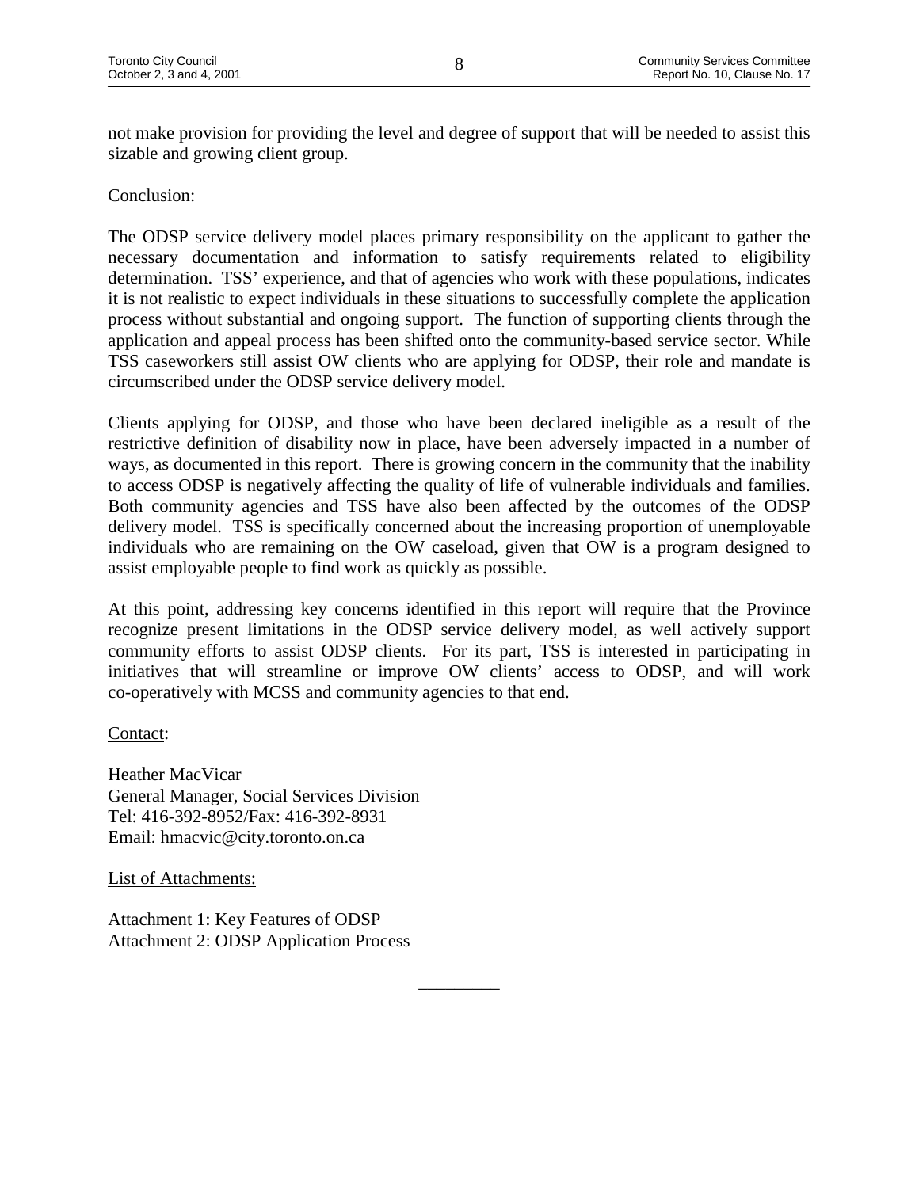not make provision for providing the level and degree of support that will be needed to assist this sizable and growing client group.

Conclusion:

The ODSP service delivery model places primary responsibility on the applicant to gather the necessary documentation and information to satisfy requirements related to eligibility determination. TSS' experience, and that of agencies who work with these populations, indicates it is not realistic to expect individuals in these situations to successfully complete the application process without substantial and ongoing support. The function of supporting clients through the application and appeal process has been shifted onto the community-based service sector. While TSS caseworkers still assist OW clients who are applying for ODSP, their role and mandate is circumscribed under the ODSP service delivery model.

Clients applying for ODSP, and those who have been declared ineligible as a result of the restrictive definition of disability now in place, have been adversely impacted in a number of ways, as documented in this report. There is growing concern in the community that the inability to access ODSP is negatively affecting the quality of life of vulnerable individuals and families. Both community agencies and TSS have also been affected by the outcomes of the ODSP delivery model. TSS is specifically concerned about the increasing proportion of unemployable individuals who are remaining on the OW caseload, given that OW is a program designed to assist employable people to find work as quickly as possible.

At this point, addressing key concerns identified in this report will require that the Province recognize present limitations in the ODSP service delivery model, as well actively support community efforts to assist ODSP clients. For its part, TSS is interested in participating in initiatives that will streamline or improve OW clients' access to ODSP, and will work co-operatively with MCSS and community agencies to that end.

Contact:

Heather MacVicar
General Manager, Social Services Division
Tel: 416-392-8952/Fax: 416-392-8931
Email: hmacvic@city.toronto.on.ca

List of Attachments:

Attachment 1: Key Features of ODSP
Attachment 2: ODSP Application Process

---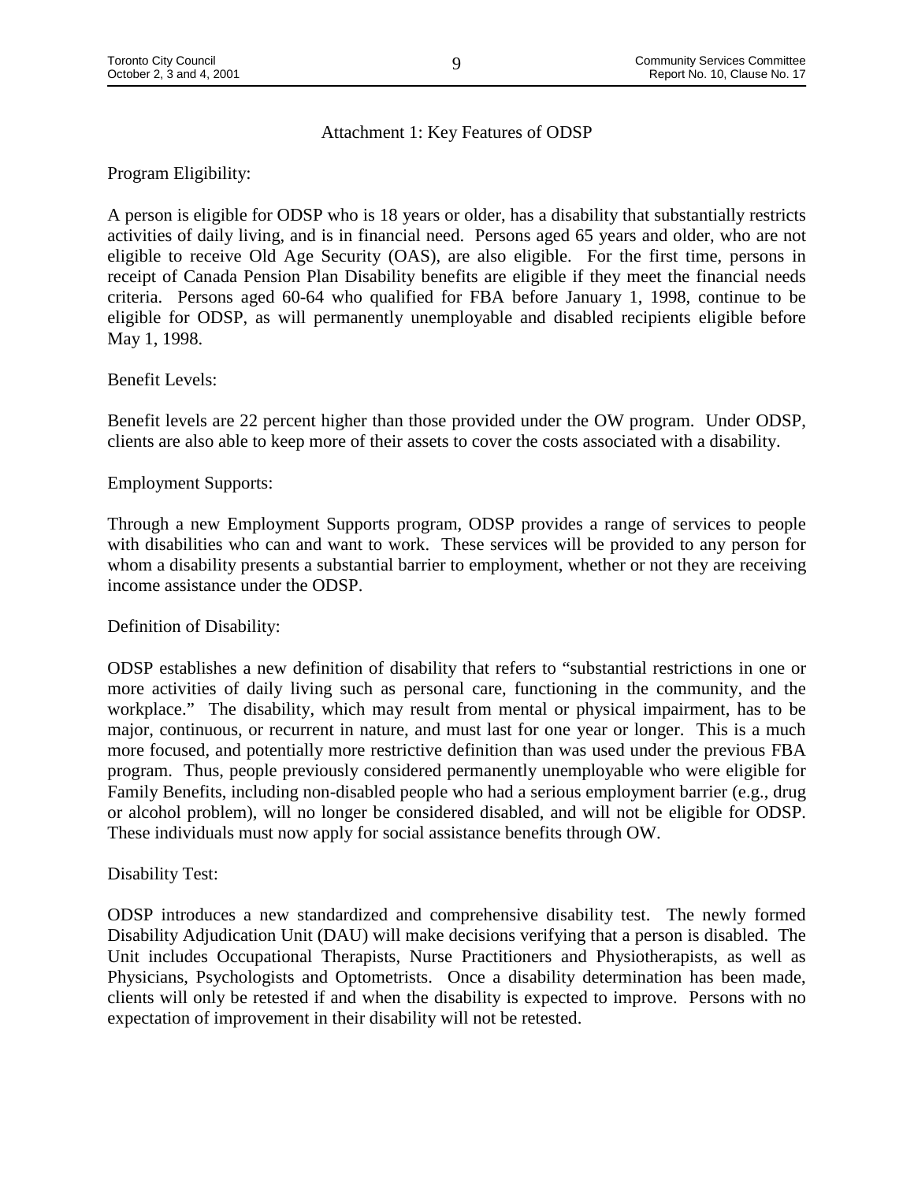## Attachment 1: Key Features of ODSP

Program Eligibility:

A person is eligible for ODSP who is 18 years or older, has a disability that substantially restricts activities of daily living, and is in financial need. Persons aged 65 years and older, who are not eligible to receive Old Age Security (OAS), are also eligible. For the first time, persons in receipt of Canada Pension Plan Disability benefits are eligible if they meet the financial needs criteria. Persons aged 60-64 who qualified for FBA before January 1, 1998, continue to be eligible for ODSP, as will permanently unemployable and disabled recipients eligible before May 1, 1998.

Benefit Levels:

Benefit levels are 22 percent higher than those provided under the OW program. Under ODSP, clients are also able to keep more of their assets to cover the costs associated with a disability.

Employment Supports:

Through a new Employment Supports program, ODSP provides a range of services to people with disabilities who can and want to work. These services will be provided to any person for whom a disability presents a substantial barrier to employment, whether or not they are receiving income assistance under the ODSP.

Definition of Disability:

ODSP establishes a new definition of disability that refers to "substantial restrictions in one or more activities of daily living such as personal care, functioning in the community, and the workplace." The disability, which may result from mental or physical impairment, has to be major, continuous, or recurrent in nature, and must last for one year or longer. This is a much more focused, and potentially more restrictive definition than was used under the previous FBA program. Thus, people previously considered permanently unemployable who were eligible for Family Benefits, including non-disabled people who had a serious employment barrier (e.g., drug or alcohol problem), will no longer be considered disabled, and will not be eligible for ODSP. These individuals must now apply for social assistance benefits through OW.

Disability Test:

ODSP introduces a new standardized and comprehensive disability test. The newly formed Disability Adjudication Unit (DAU) will make decisions verifying that a person is disabled. The Unit includes Occupational Therapists, Nurse Practitioners and Physiotherapists, as well as Physicians, Psychologists and Optometrists. Once a disability determination has been made, clients will only be retested if and when the disability is expected to improve. Persons with no expectation of improvement in their disability will not be retested.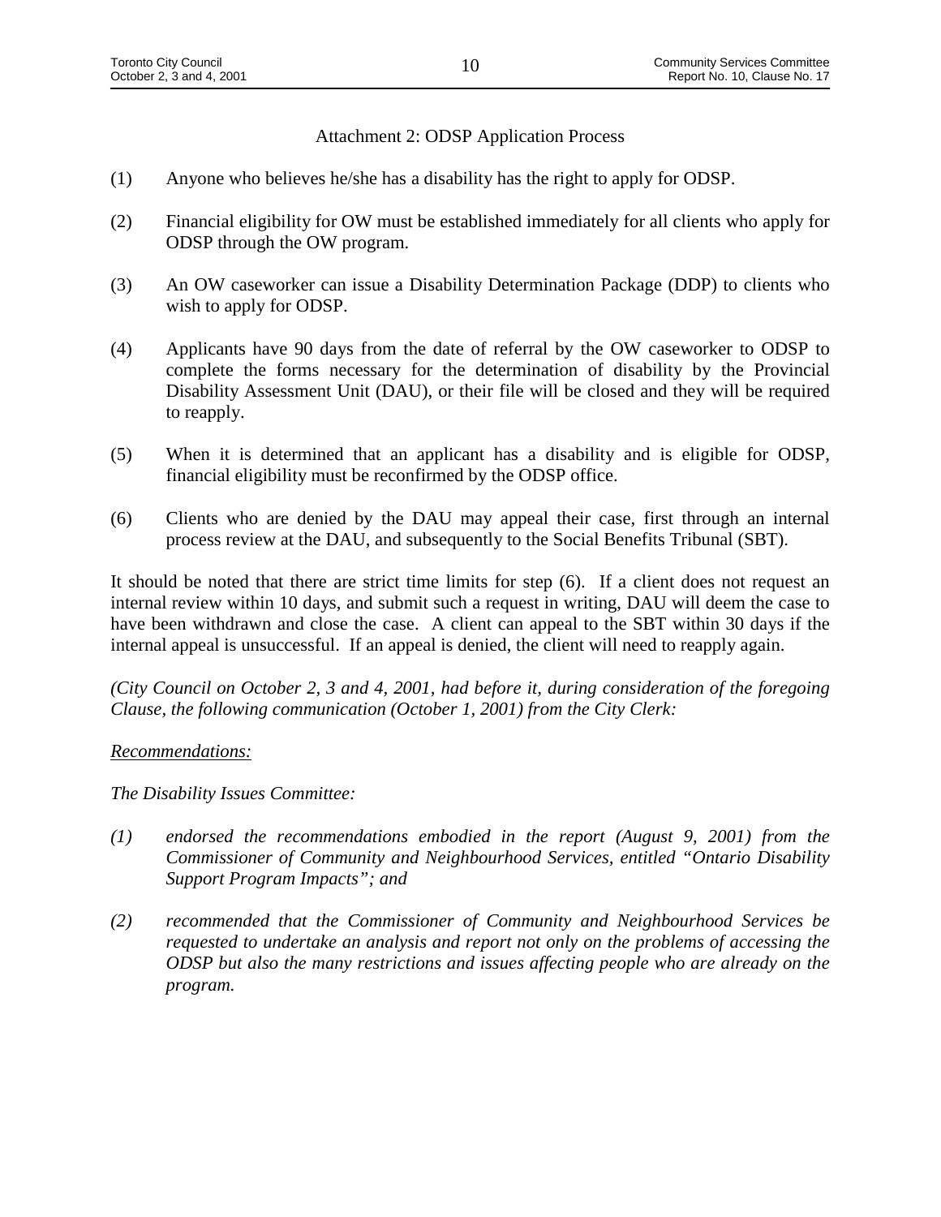Attachment 2: ODSP Application Process

(1) Anyone who believes he/she has a disability has the right to apply for ODSP.

(2) Financial eligibility for OW must be established immediately for all clients who apply for ODSP through the OW program.

(3) An OW caseworker can issue a Disability Determination Package (DDP) to clients who wish to apply for ODSP.

(4) Applicants have 90 days from the date of referral by the OW caseworker to ODSP to complete the forms necessary for the determination of disability by the Provincial Disability Assessment Unit (DAU), or their file will be closed and they will be required to reapply.

(5) When it is determined that an applicant has a disability and is eligible for ODSP, financial eligibility must be reconfirmed by the ODSP office.

(6) Clients who are denied by the DAU may appeal their case, first through an internal process review at the DAU, and subsequently to the Social Benefits Tribunal (SBT).

It should be noted that there are strict time limits for step (6). If a client does not request an internal review within 10 days, and submit such a request in writing, DAU will deem the case to have been withdrawn and close the case. A client can appeal to the SBT within 30 days if the internal appeal is unsuccessful. If an appeal is denied, the client will need to reapply again.

*(City Council on October 2, 3 and 4, 2001, had before it, during consideration of the foregoing Clause, the following communication (October 1, 2001) from the City Clerk:*

*Recommendations:*

*The Disability Issues Committee:*

*(1) endorsed the recommendations embodied in the report (August 9, 2001) from the Commissioner of Community and Neighbourhood Services, entitled "Ontario Disability Support Program Impacts"; and*

*(2) recommended that the Commissioner of Community and Neighbourhood Services be requested to undertake an analysis and report not only on the problems of accessing the ODSP but also the many restrictions and issues affecting people who are already on the program.*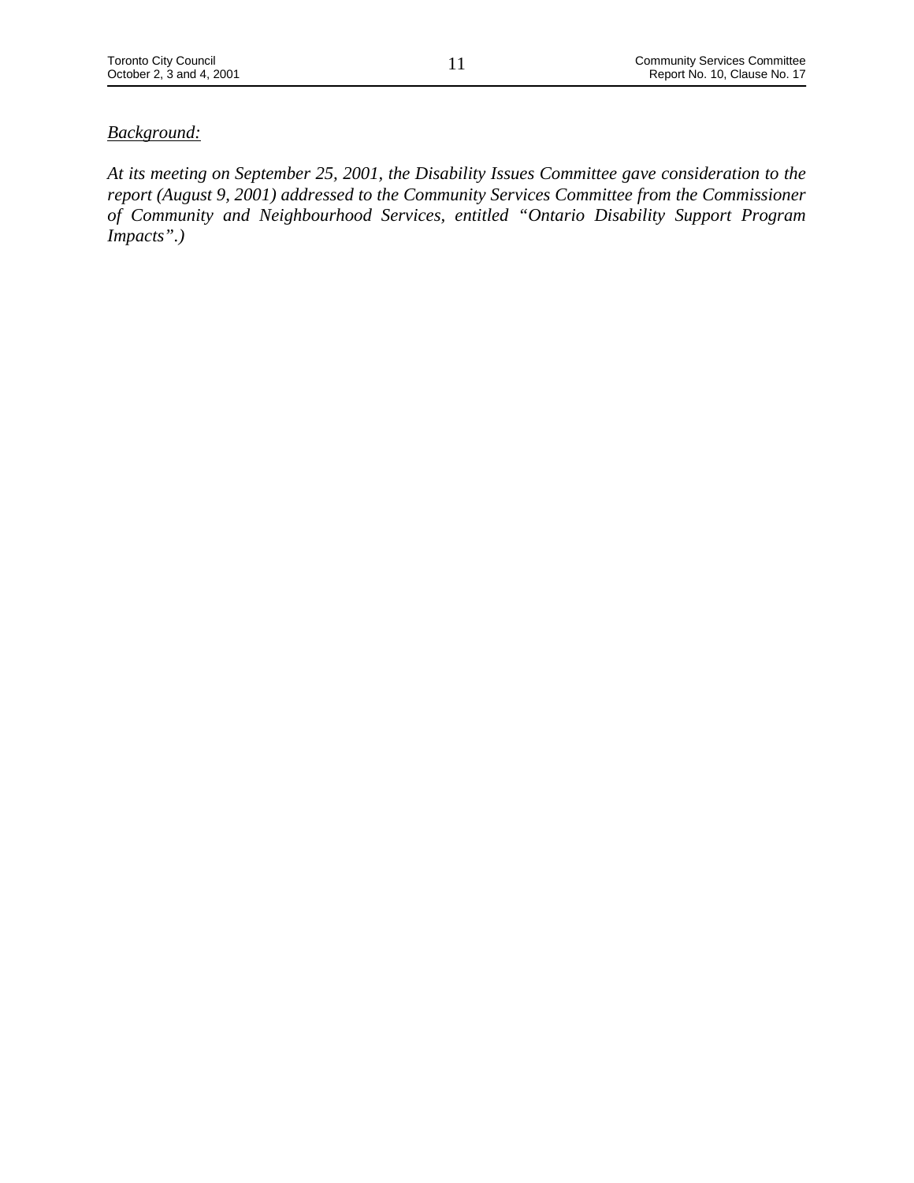*Background:*

*At its meeting on September 25, 2001, the Disability Issues Committee gave consideration to the report (August 9, 2001) addressed to the Community Services Committee from the Commissioner of Community and Neighbourhood Services, entitled "Ontario Disability Support Program Impacts".)*